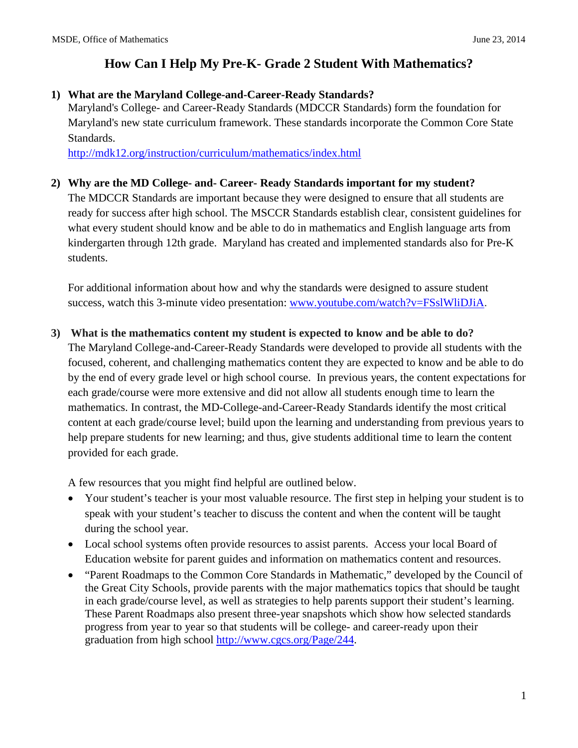# How Can I Help My Pre-K- Grade 2 Student With Mathematics?

1) **What are the Maryland College-and-Career-Ready Standards?**

   Maryland's College- and Career-Ready Standards (MDCCR Standards) form the foundation for Maryland's new state curriculum framework. These standards incorporate the Common Core State Standards.

   http://mdk12.org/instruction/curriculum/mathematics/index.html

2) **Why are the MD College- and- Career- Ready Standards important for my student?**

   The MDCCR Standards are important because they were designed to ensure that all students are ready for success after high school. The MSCCR Standards establish clear, consistent guidelines for what every student should know and be able to do in mathematics and English language arts from kindergarten through 12th grade. Maryland has created and implemented standards also for Pre-K students.

   For additional information about how and why the standards were designed to assure student success, watch this 3-minute video presentation: www.youtube.com/watch?v=FSslWliDJiA.

3) **What is the mathematics content my student is expected to know and be able to do?**

   The Maryland College-and-Career-Ready Standards were developed to provide all students with the focused, coherent, and challenging mathematics content they are expected to know and be able to do by the end of every grade level or high school course. In previous years, the content expectations for each grade/course were more extensive and did not allow all students enough time to learn the mathematics. In contrast, the MD-College-and-Career-Ready Standards identify the most critical content at each grade/course level; build upon the learning and understanding from previous years to help prepare students for new learning; and thus, give students additional time to learn the content provided for each grade.

   A few resources that you might find helpful are outlined below.

   - Your student's teacher is your most valuable resource. The first step in helping your student is to speak with your student's teacher to discuss the content and when the content will be taught during the school year.
   - Local school systems often provide resources to assist parents. Access your local Board of Education website for parent guides and information on mathematics content and resources.
   - "Parent Roadmaps to the Common Core Standards in Mathematic," developed by the Council of the Great City Schools, provide parents with the major mathematics topics that should be taught in each grade/course level, as well as strategies to help parents support their student's learning. These Parent Roadmaps also present three-year snapshots which show how selected standards progress from year to year so that students will be college- and career-ready upon their graduation from high school http://www.cgcs.org/Page/244.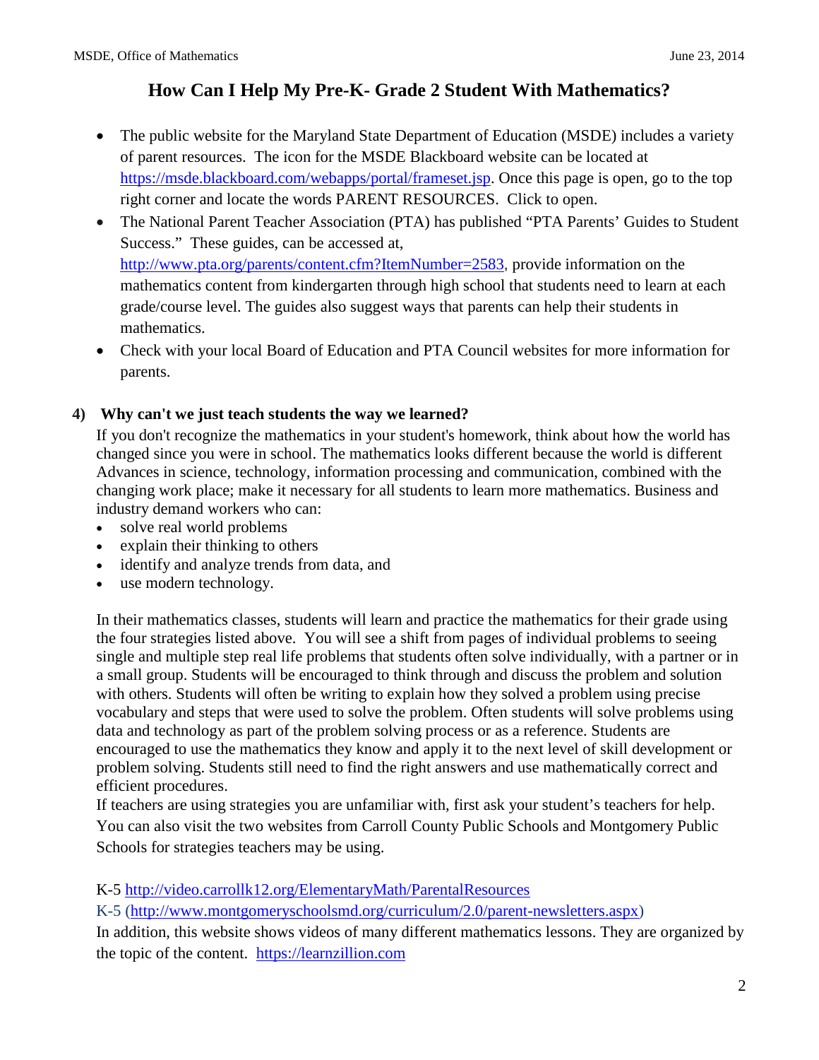# How Can I Help My Pre-K- Grade 2 Student With Mathematics?

- The public website for the Maryland State Department of Education (MSDE) includes a variety of parent resources. The icon for the MSDE Blackboard website can be located at https://msde.blackboard.com/webapps/portal/frameset.jsp. Once this page is open, go to the top right corner and locate the words PARENT RESOURCES. Click to open.
- The National Parent Teacher Association (PTA) has published "PTA Parents' Guides to Student Success." These guides, can be accessed at, http://www.pta.org/parents/content.cfm?ItemNumber=2583, provide information on the mathematics content from kindergarten through high school that students need to learn at each grade/course level. The guides also suggest ways that parents can help their students in mathematics.
- Check with your local Board of Education and PTA Council websites for more information for parents.

**4) Why can't we just teach students the way we learned?**

If you don't recognize the mathematics in your student's homework, think about how the world has changed since you were in school. The mathematics looks different because the world is different Advances in science, technology, information processing and communication, combined with the changing work place; make it necessary for all students to learn more mathematics. Business and industry demand workers who can:

- solve real world problems
- explain their thinking to others
- identify and analyze trends from data, and
- use modern technology.

In their mathematics classes, students will learn and practice the mathematics for their grade using the four strategies listed above. You will see a shift from pages of individual problems to seeing single and multiple step real life problems that students often solve individually, with a partner or in a small group. Students will be encouraged to think through and discuss the problem and solution with others. Students will often be writing to explain how they solved a problem using precise vocabulary and steps that were used to solve the problem. Often students will solve problems using data and technology as part of the problem solving process or as a reference. Students are encouraged to use the mathematics they know and apply it to the next level of skill development or problem solving. Students still need to find the right answers and use mathematically correct and efficient procedures.

If teachers are using strategies you are unfamiliar with, first ask your student's teachers for help. You can also visit the two websites from Carroll County Public Schools and Montgomery Public Schools for strategies teachers may be using.

K-5 http://video.carrollk12.org/ElementaryMath/ParentalResources

K-5 (http://www.montgomeryschoolsmd.org/curriculum/2.0/parent-newsletters.aspx)

In addition, this website shows videos of many different mathematics lessons. They are organized by the topic of the content. https://learnzillion.com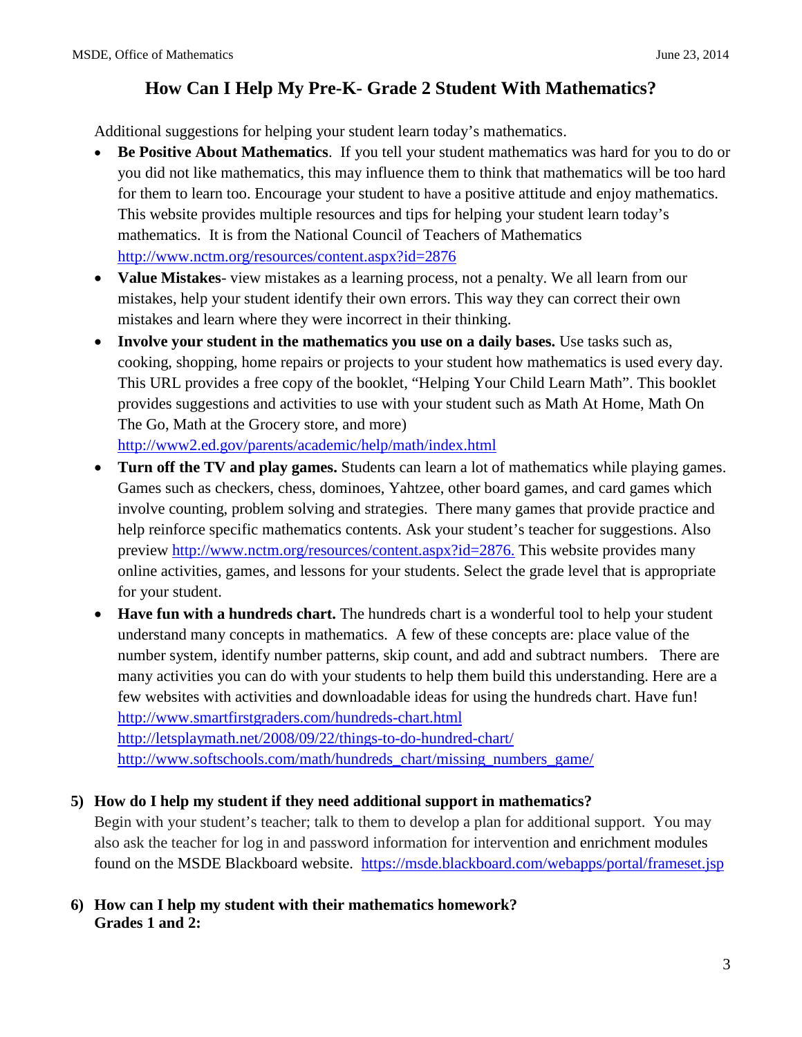# How Can I Help My Pre-K- Grade 2 Student With Mathematics?

Additional suggestions for helping your student learn today's mathematics.

- **Be Positive About Mathematics**. If you tell your student mathematics was hard for you to do or you did not like mathematics, this may influence them to think that mathematics will be too hard for them to learn too. Encourage your student to have a positive attitude and enjoy mathematics. This website provides multiple resources and tips for helping your student learn today's mathematics. It is from the National Council of Teachers of Mathematics http://www.nctm.org/resources/content.aspx?id=2876
- **Value Mistakes**- view mistakes as a learning process, not a penalty. We all learn from our mistakes, help your student identify their own errors. This way they can correct their own mistakes and learn where they were incorrect in their thinking.
- **Involve your student in the mathematics you use on a daily bases.** Use tasks such as, cooking, shopping, home repairs or projects to your student how mathematics is used every day. This URL provides a free copy of the booklet, "Helping Your Child Learn Math". This booklet provides suggestions and activities to use with your student such as Math At Home, Math On The Go, Math at the Grocery store, and more) http://www2.ed.gov/parents/academic/help/math/index.html
- **Turn off the TV and play games.** Students can learn a lot of mathematics while playing games. Games such as checkers, chess, dominoes, Yahtzee, other board games, and card games which involve counting, problem solving and strategies. There many games that provide practice and help reinforce specific mathematics contents. Ask your student's teacher for suggestions. Also preview http://www.nctm.org/resources/content.aspx?id=2876. This website provides many online activities, games, and lessons for your students. Select the grade level that is appropriate for your student.
- **Have fun with a hundreds chart.** The hundreds chart is a wonderful tool to help your student understand many concepts in mathematics. A few of these concepts are: place value of the number system, identify number patterns, skip count, and add and subtract numbers. There are many activities you can do with your students to help them build this understanding. Here are a few websites with activities and downloadable ideas for using the hundreds chart. Have fun!
  http://www.smartfirstgraders.com/hundreds-chart.html
  http://letsplaymath.net/2008/09/22/things-to-do-hundred-chart/
  http://www.softschools.com/math/hundreds_chart/missing_numbers_game/

**5) How do I help my student if they need additional support in mathematics?**

Begin with your student's teacher; talk to them to develop a plan for additional support. You may also ask the teacher for log in and password information for intervention and enrichment modules found on the MSDE Blackboard website. https://msde.blackboard.com/webapps/portal/frameset.jsp

**6) How can I help my student with their mathematics homework?**
**Grades 1 and 2:**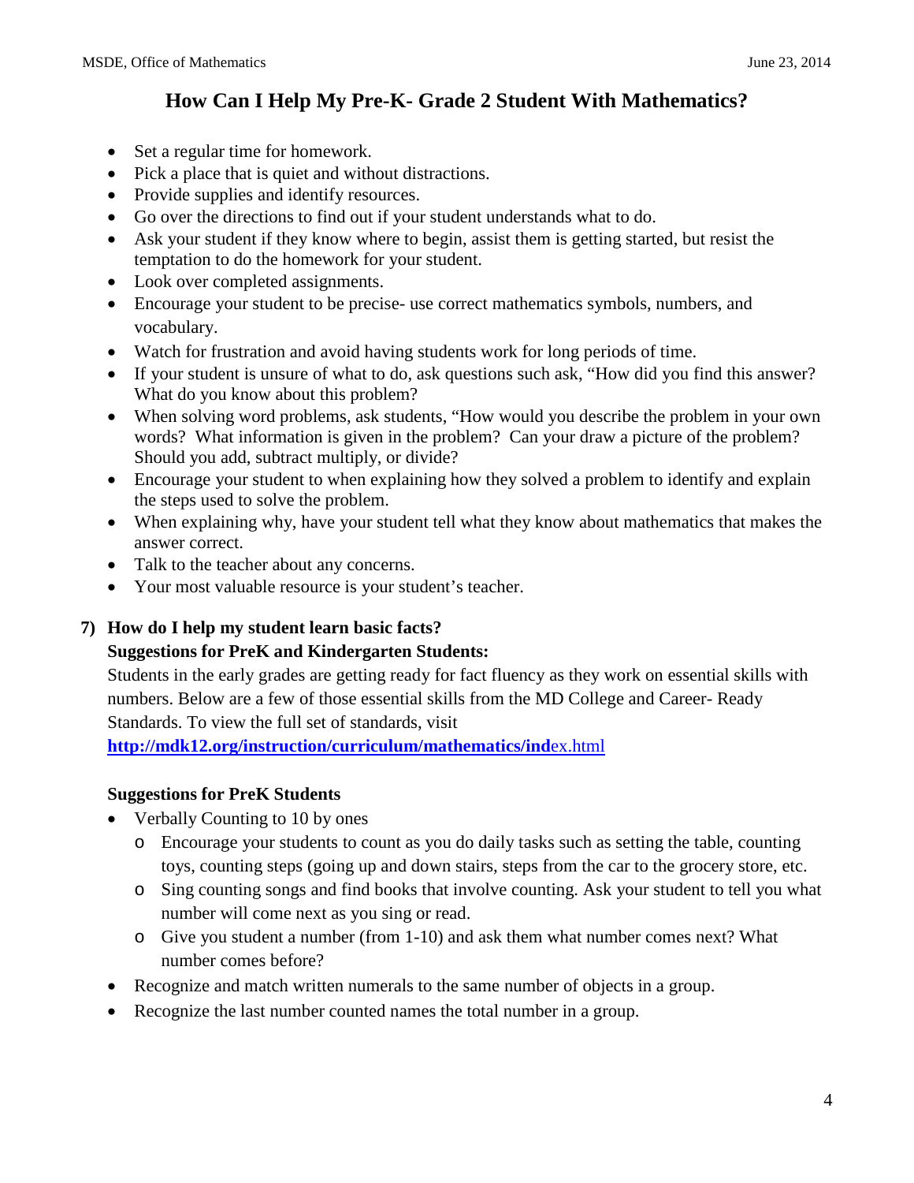# How Can I Help My Pre-K- Grade 2 Student With Mathematics?

- Set a regular time for homework.
- Pick a place that is quiet and without distractions.
- Provide supplies and identify resources.
- Go over the directions to find out if your student understands what to do.
- Ask your student if they know where to begin, assist them is getting started, but resist the temptation to do the homework for your student.
- Look over completed assignments.
- Encourage your student to be precise- use correct mathematics symbols, numbers, and vocabulary.
- Watch for frustration and avoid having students work for long periods of time.
- If your student is unsure of what to do, ask questions such ask, "How did you find this answer? What do you know about this problem?
- When solving word problems, ask students, "How would you describe the problem in your own words? What information is given in the problem? Can your draw a picture of the problem? Should you add, subtract multiply, or divide?
- Encourage your student to when explaining how they solved a problem to identify and explain the steps used to solve the problem.
- When explaining why, have your student tell what they know about mathematics that makes the answer correct.
- Talk to the teacher about any concerns.
- Your most valuable resource is your student's teacher.

**7) How do I help my student learn basic facts?**

**Suggestions for PreK and Kindergarten Students:**

Students in the early grades are getting ready for fact fluency as they work on essential skills with numbers. Below are a few of those essential skills from the MD College and Career- Ready Standards. To view the full set of standards, visit

http://mdk12.org/instruction/curriculum/mathematics/index.html

**Suggestions for PreK Students**

- Verbally Counting to 10 by ones
  - Encourage your students to count as you do daily tasks such as setting the table, counting toys, counting steps (going up and down stairs, steps from the car to the grocery store, etc.
  - Sing counting songs and find books that involve counting. Ask your student to tell you what number will come next as you sing or read.
  - Give you student a number (from 1-10) and ask them what number comes next? What number comes before?
- Recognize and match written numerals to the same number of objects in a group.
- Recognize the last number counted names the total number in a group.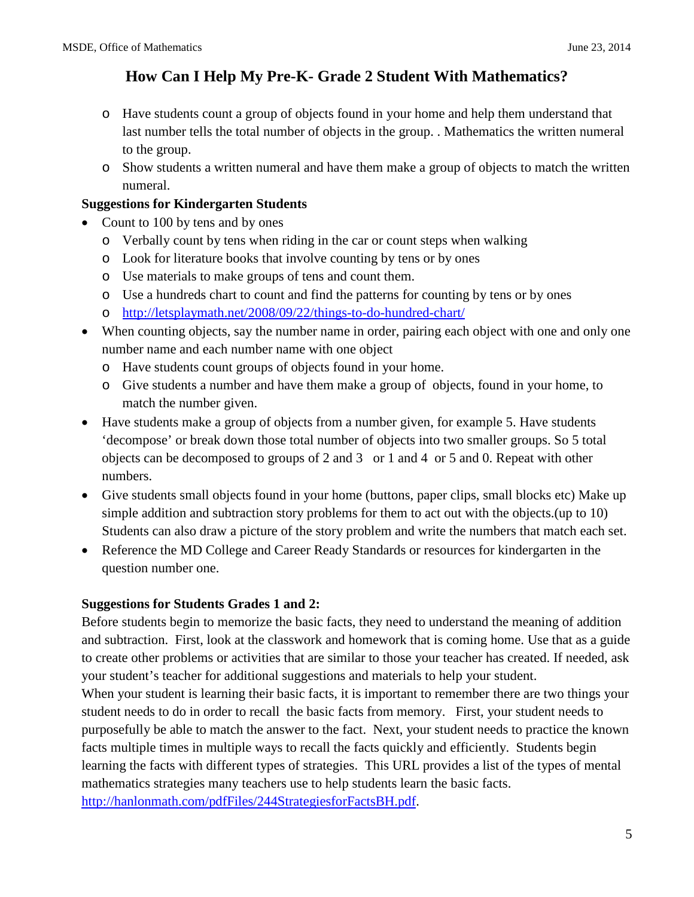# How Can I Help My Pre-K- Grade 2 Student With Mathematics?

  - Have students count a group of objects found in your home and help them understand that last number tells the total number of objects in the group. . Mathematics the written numeral to the group.
  - Show students a written numeral and have them make a group of objects to match the written numeral.

**Suggestions for Kindergarten Students**

- Count to 100 by tens and by ones
  - Verbally count by tens when riding in the car or count steps when walking
  - Look for literature books that involve counting by tens or by ones
  - Use materials to make groups of tens and count them.
  - Use a hundreds chart to count and find the patterns for counting by tens or by ones
  - http://letsplaymath.net/2008/09/22/things-to-do-hundred-chart/
- When counting objects, say the number name in order, pairing each object with one and only one number name and each number name with one object
  - Have students count groups of objects found in your home.
  - Give students a number and have them make a group of objects, found in your home, to match the number given.
- Have students make a group of objects from a number given, for example 5. Have students 'decompose' or break down those total number of objects into two smaller groups. So 5 total objects can be decomposed to groups of 2 and 3 or 1 and 4 or 5 and 0. Repeat with other numbers.
- Give students small objects found in your home (buttons, paper clips, small blocks etc) Make up simple addition and subtraction story problems for them to act out with the objects.(up to 10) Students can also draw a picture of the story problem and write the numbers that match each set.
- Reference the MD College and Career Ready Standards or resources for kindergarten in the question number one.

**Suggestions for Students Grades 1 and 2:**

Before students begin to memorize the basic facts, they need to understand the meaning of addition and subtraction. First, look at the classwork and homework that is coming home. Use that as a guide to create other problems or activities that are similar to those your teacher has created. If needed, ask your student's teacher for additional suggestions and materials to help your student.

When your student is learning their basic facts, it is important to remember there are two things your student needs to do in order to recall the basic facts from memory. First, your student needs to purposefully be able to match the answer to the fact. Next, your student needs to practice the known facts multiple times in multiple ways to recall the facts quickly and efficiently. Students begin learning the facts with different types of strategies. This URL provides a list of the types of mental mathematics strategies many teachers use to help students learn the basic facts. http://hanlonmath.com/pdfFiles/244StrategiesforFactsBH.pdf.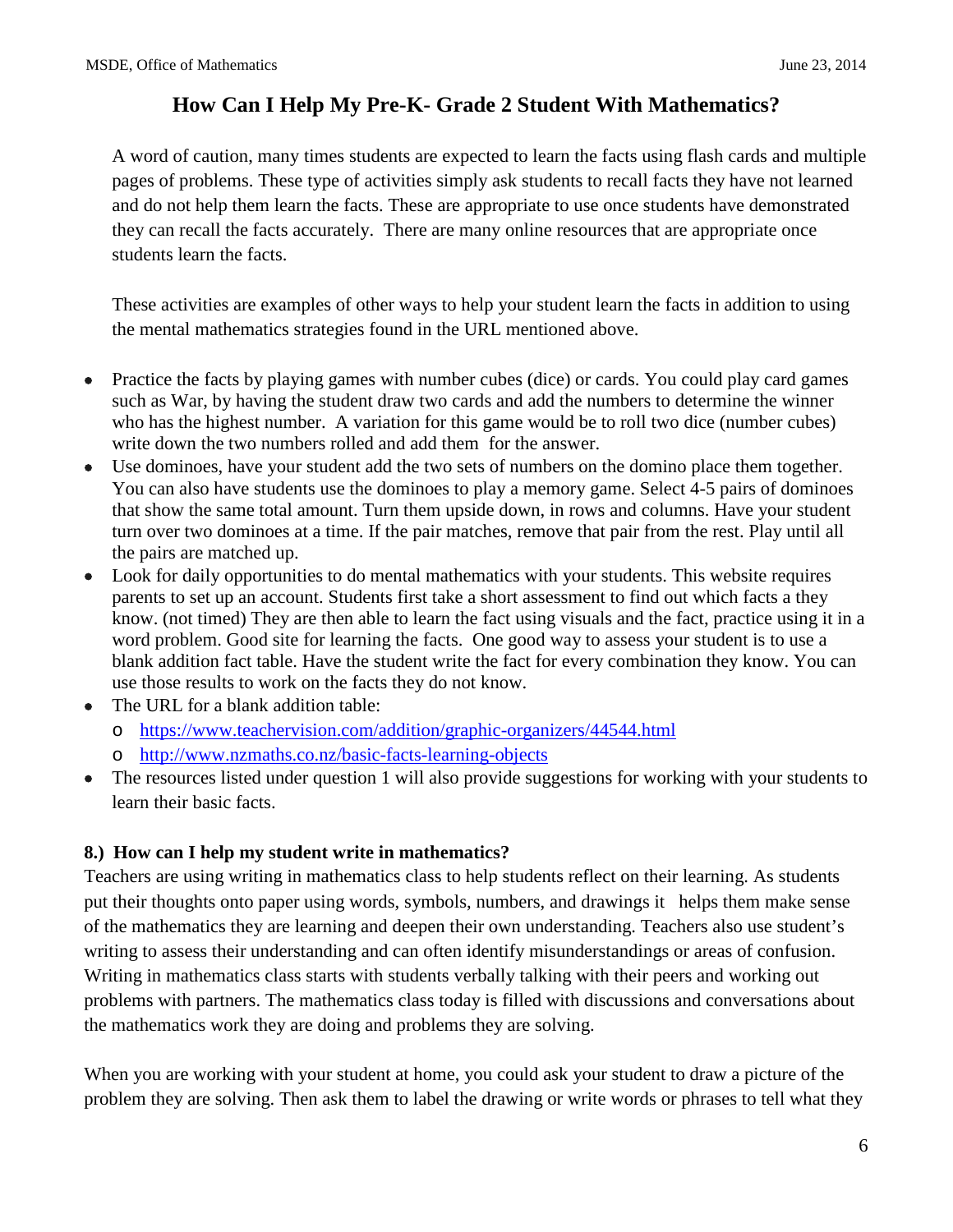# How Can I Help My Pre-K- Grade 2 Student With Mathematics?

A word of caution, many times students are expected to learn the facts using flash cards and multiple pages of problems. These type of activities simply ask students to recall facts they have not learned and do not help them learn the facts. These are appropriate to use once students have demonstrated they can recall the facts accurately. There are many online resources that are appropriate once students learn the facts.

These activities are examples of other ways to help your student learn the facts in addition to using the mental mathematics strategies found in the URL mentioned above.

- Practice the facts by playing games with number cubes (dice) or cards. You could play card games such as War, by having the student draw two cards and add the numbers to determine the winner who has the highest number. A variation for this game would be to roll two dice (number cubes) write down the two numbers rolled and add them for the answer.
- Use dominoes, have your student add the two sets of numbers on the domino place them together. You can also have students use the dominoes to play a memory game. Select 4-5 pairs of dominoes that show the same total amount. Turn them upside down, in rows and columns. Have your student turn over two dominoes at a time. If the pair matches, remove that pair from the rest. Play until all the pairs are matched up.
- Look for daily opportunities to do mental mathematics with your students. This website requires parents to set up an account. Students first take a short assessment to find out which facts a they know. (not timed) They are then able to learn the fact using visuals and the fact, practice using it in a word problem. Good site for learning the facts. One good way to assess your student is to use a blank addition fact table. Have the student write the fact for every combination they know. You can use those results to work on the facts they do not know.
- The URL for a blank addition table:
  - https://www.teachervision.com/addition/graphic-organizers/44544.html
  - http://www.nzmaths.co.nz/basic-facts-learning-objects
- The resources listed under question 1 will also provide suggestions for working with your students to learn their basic facts.

### 8.) How can I help my student write in mathematics?

Teachers are using writing in mathematics class to help students reflect on their learning. As students put their thoughts onto paper using words, symbols, numbers, and drawings it helps them make sense of the mathematics they are learning and deepen their own understanding. Teachers also use student's writing to assess their understanding and can often identify misunderstandings or areas of confusion. Writing in mathematics class starts with students verbally talking with their peers and working out problems with partners. The mathematics class today is filled with discussions and conversations about the mathematics work they are doing and problems they are solving.

When you are working with your student at home, you could ask your student to draw a picture of the problem they are solving. Then ask them to label the drawing or write words or phrases to tell what they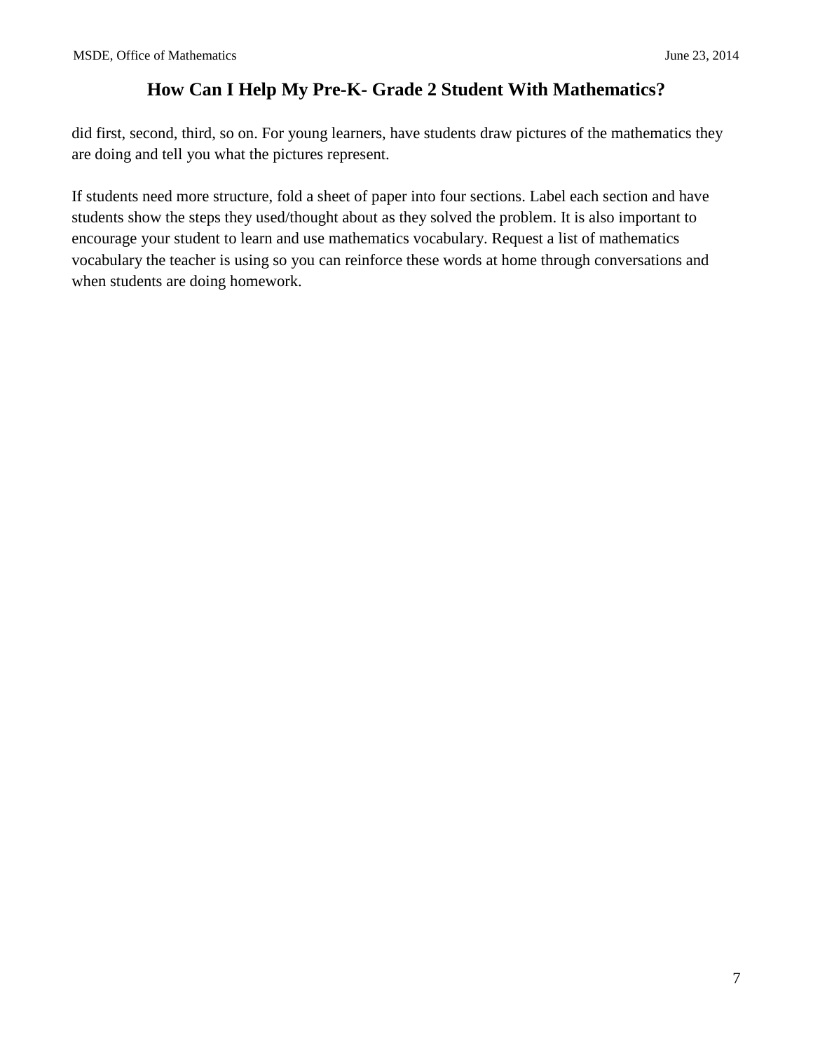did first, second, third, so on. For young learners, have students draw pictures of the mathematics they are doing and tell you what the pictures represent.

If students need more structure, fold a sheet of paper into four sections. Label each section and have students show the steps they used/thought about as they solved the problem. It is also important to encourage your student to learn and use mathematics vocabulary. Request a list of mathematics vocabulary the teacher is using so you can reinforce these words at home through conversations and when students are doing homework.